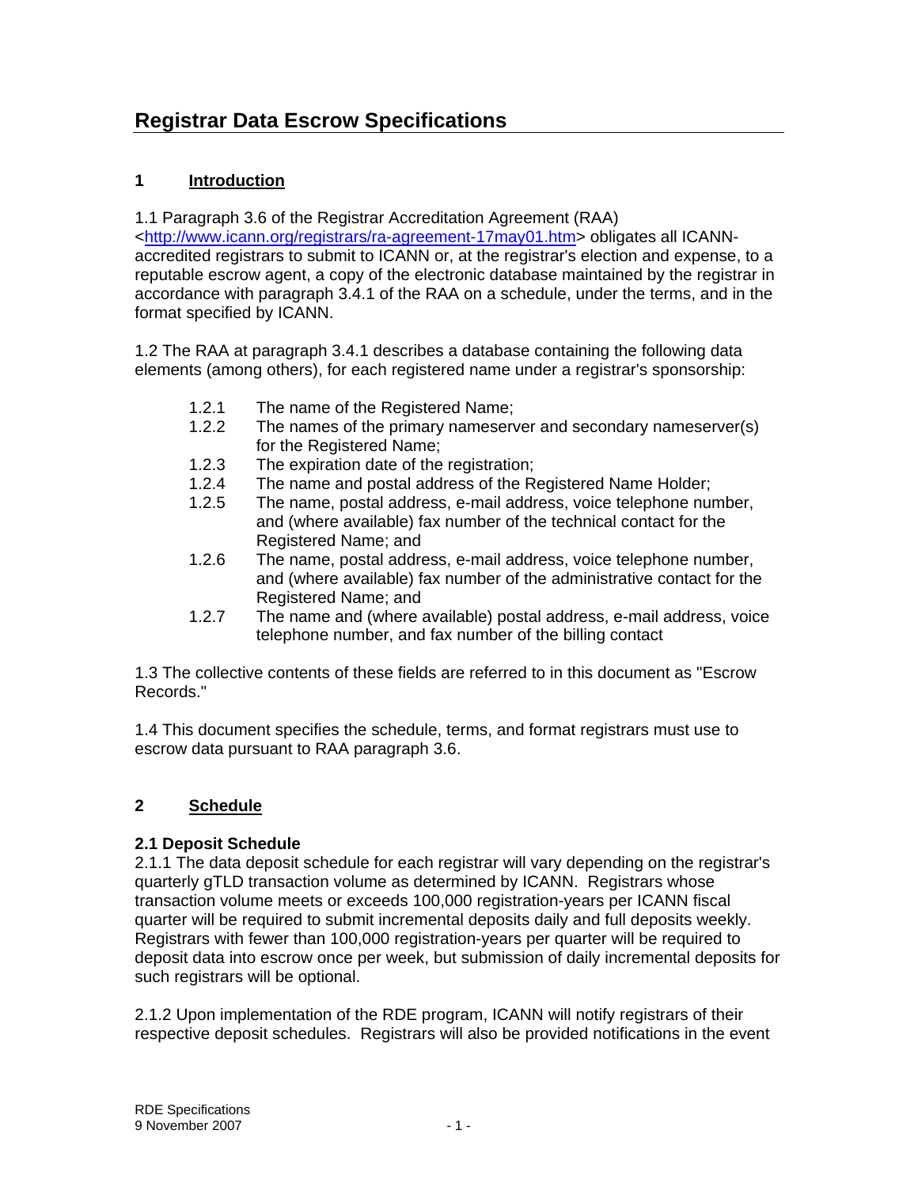# Registrar Data Escrow Specifications

## 1 Introduction

1.1 Paragraph 3.6 of the Registrar Accreditation Agreement (RAA) <http://www.icann.org/registrars/ra-agreement-17may01.htm> obligates all ICANN-accredited registrars to submit to ICANN or, at the registrar's election and expense, to a reputable escrow agent, a copy of the electronic database maintained by the registrar in accordance with paragraph 3.4.1 of the RAA on a schedule, under the terms, and in the format specified by ICANN.

1.2 The RAA at paragraph 3.4.1 describes a database containing the following data elements (among others), for each registered name under a registrar's sponsorship:

- 1.2.1 The name of the Registered Name;
- 1.2.2 The names of the primary nameserver and secondary nameserver(s) for the Registered Name;
- 1.2.3 The expiration date of the registration;
- 1.2.4 The name and postal address of the Registered Name Holder;
- 1.2.5 The name, postal address, e-mail address, voice telephone number, and (where available) fax number of the technical contact for the Registered Name; and
- 1.2.6 The name, postal address, e-mail address, voice telephone number, and (where available) fax number of the administrative contact for the Registered Name; and
- 1.2.7 The name and (where available) postal address, e-mail address, voice telephone number, and fax number of the billing contact

1.3 The collective contents of these fields are referred to in this document as "Escrow Records."

1.4 This document specifies the schedule, terms, and format registrars must use to escrow data pursuant to RAA paragraph 3.6.

## 2 Schedule

### 2.1 Deposit Schedule

2.1.1 The data deposit schedule for each registrar will vary depending on the registrar's quarterly gTLD transaction volume as determined by ICANN. Registrars whose transaction volume meets or exceeds 100,000 registration-years per ICANN fiscal quarter will be required to submit incremental deposits daily and full deposits weekly. Registrars with fewer than 100,000 registration-years per quarter will be required to deposit data into escrow once per week, but submission of daily incremental deposits for such registrars will be optional.

2.1.2 Upon implementation of the RDE program, ICANN will notify registrars of their respective deposit schedules. Registrars will also be provided notifications in the event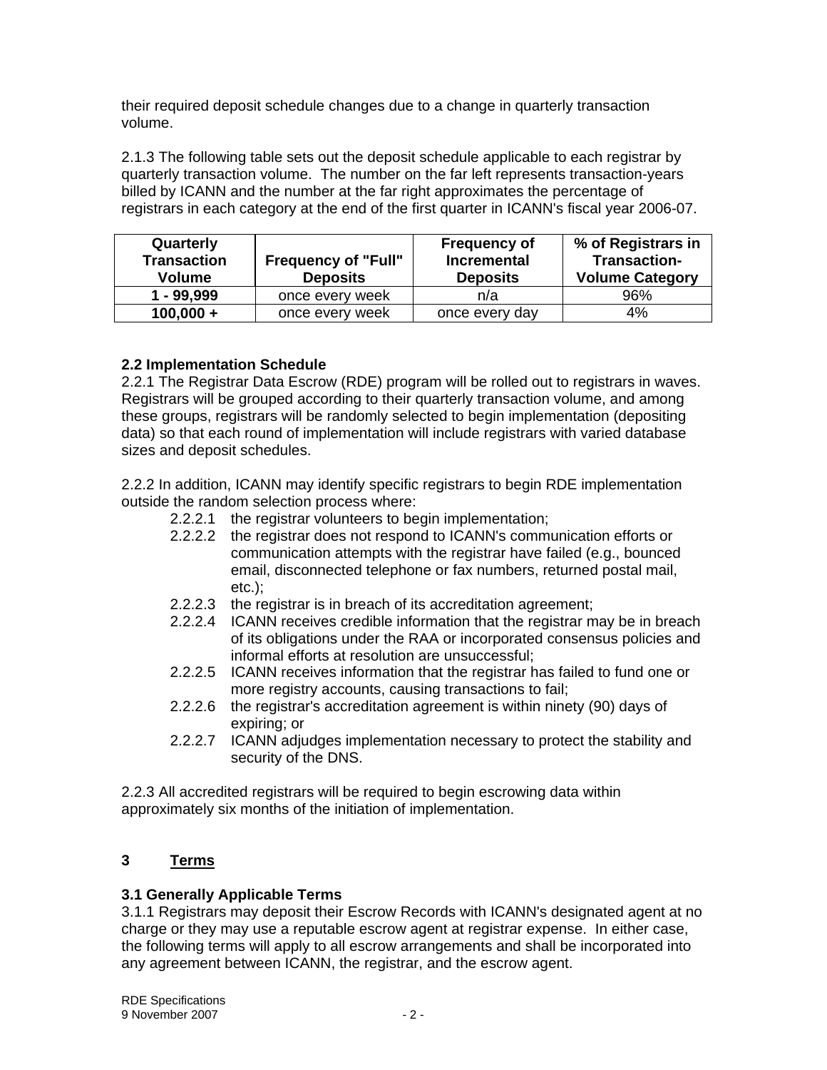their required deposit schedule changes due to a change in quarterly transaction volume.

2.1.3 The following table sets out the deposit schedule applicable to each registrar by quarterly transaction volume. The number on the far left represents transaction-years billed by ICANN and the number at the far right approximates the percentage of registrars in each category at the end of the first quarter in ICANN's fiscal year 2006-07.

| Quarterly Transaction Volume | Frequency of "Full" Deposits | Frequency of Incremental Deposits | % of Registrars in Transaction-Volume Category |
|---|---|---|---|
| **1 - 99,999** | once every week | n/a | 96% |
| **100,000 +** | once every week | once every day | 4% |

### 2.2 Implementation Schedule

2.2.1 The Registrar Data Escrow (RDE) program will be rolled out to registrars in waves. Registrars will be grouped according to their quarterly transaction volume, and among these groups, registrars will be randomly selected to begin implementation (depositing data) so that each round of implementation will include registrars with varied database sizes and deposit schedules.

2.2.2 In addition, ICANN may identify specific registrars to begin RDE implementation outside the random selection process where:

- 2.2.2.1 the registrar volunteers to begin implementation;
- 2.2.2.2 the registrar does not respond to ICANN's communication efforts or communication attempts with the registrar have failed (e.g., bounced email, disconnected telephone or fax numbers, returned postal mail, etc.);
- 2.2.2.3 the registrar is in breach of its accreditation agreement;
- 2.2.2.4 ICANN receives credible information that the registrar may be in breach of its obligations under the RAA or incorporated consensus policies and informal efforts at resolution are unsuccessful;
- 2.2.2.5 ICANN receives information that the registrar has failed to fund one or more registry accounts, causing transactions to fail;
- 2.2.2.6 the registrar's accreditation agreement is within ninety (90) days of expiring; or
- 2.2.2.7 ICANN adjudges implementation necessary to protect the stability and security of the DNS.

2.2.3 All accredited registrars will be required to begin escrowing data within approximately six months of the initiation of implementation.

## 3 Terms

### 3.1 Generally Applicable Terms

3.1.1 Registrars may deposit their Escrow Records with ICANN's designated agent at no charge or they may use a reputable escrow agent at registrar expense. In either case, the following terms will apply to all escrow arrangements and shall be incorporated into any agreement between ICANN, the registrar, and the escrow agent.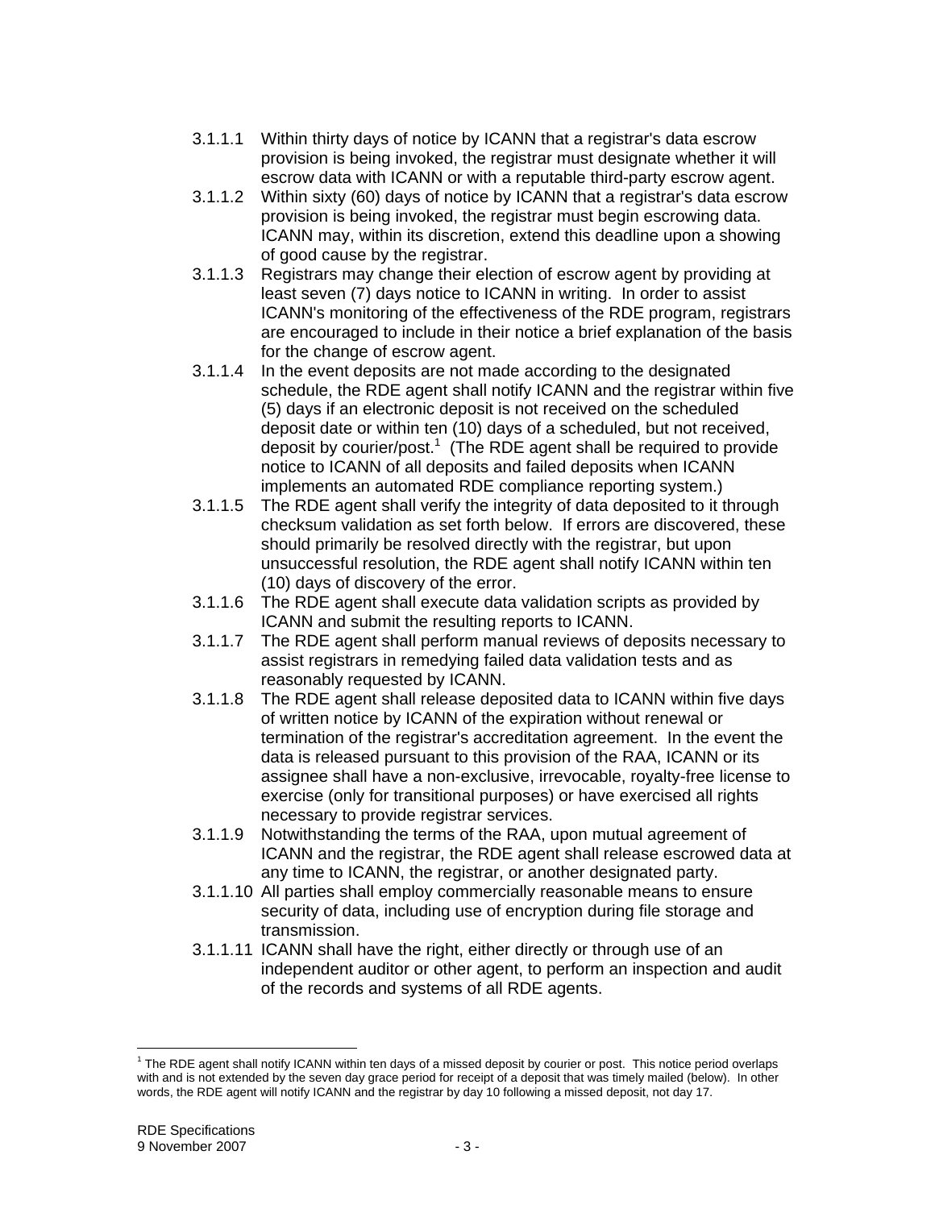3.1.1.1 Within thirty days of notice by ICANN that a registrar's data escrow provision is being invoked, the registrar must designate whether it will escrow data with ICANN or with a reputable third-party escrow agent.

3.1.1.2 Within sixty (60) days of notice by ICANN that a registrar's data escrow provision is being invoked, the registrar must begin escrowing data. ICANN may, within its discretion, extend this deadline upon a showing of good cause by the registrar.

3.1.1.3 Registrars may change their election of escrow agent by providing at least seven (7) days notice to ICANN in writing. In order to assist ICANN's monitoring of the effectiveness of the RDE program, registrars are encouraged to include in their notice a brief explanation of the basis for the change of escrow agent.

3.1.1.4 In the event deposits are not made according to the designated schedule, the RDE agent shall notify ICANN and the registrar within five (5) days if an electronic deposit is not received on the scheduled deposit date or within ten (10) days of a scheduled, but not received, deposit by courier/post.[1] (The RDE agent shall be required to provide notice to ICANN of all deposits and failed deposits when ICANN implements an automated RDE compliance reporting system.)

3.1.1.5 The RDE agent shall verify the integrity of data deposited to it through checksum validation as set forth below. If errors are discovered, these should primarily be resolved directly with the registrar, but upon unsuccessful resolution, the RDE agent shall notify ICANN within ten (10) days of discovery of the error.

3.1.1.6 The RDE agent shall execute data validation scripts as provided by ICANN and submit the resulting reports to ICANN.

3.1.1.7 The RDE agent shall perform manual reviews of deposits necessary to assist registrars in remedying failed data validation tests and as reasonably requested by ICANN.

3.1.1.8 The RDE agent shall release deposited data to ICANN within five days of written notice by ICANN of the expiration without renewal or termination of the registrar's accreditation agreement. In the event the data is released pursuant to this provision of the RAA, ICANN or its assignee shall have a non-exclusive, irrevocable, royalty-free license to exercise (only for transitional purposes) or have exercised all rights necessary to provide registrar services.

3.1.1.9 Notwithstanding the terms of the RAA, upon mutual agreement of ICANN and the registrar, the RDE agent shall release escrowed data at any time to ICANN, the registrar, or another designated party.

3.1.1.10 All parties shall employ commercially reasonable means to ensure security of data, including use of encryption during file storage and transmission.

3.1.1.11 ICANN shall have the right, either directly or through use of an independent auditor or other agent, to perform an inspection and audit of the records and systems of all RDE agents.

---

[1] The RDE agent shall notify ICANN within ten days of a missed deposit by courier or post. This notice period overlaps with and is not extended by the seven day grace period for receipt of a deposit that was timely mailed (below). In other words, the RDE agent will notify ICANN and the registrar by day 10 following a missed deposit, not day 17.

RDE Specifications
9 November 2007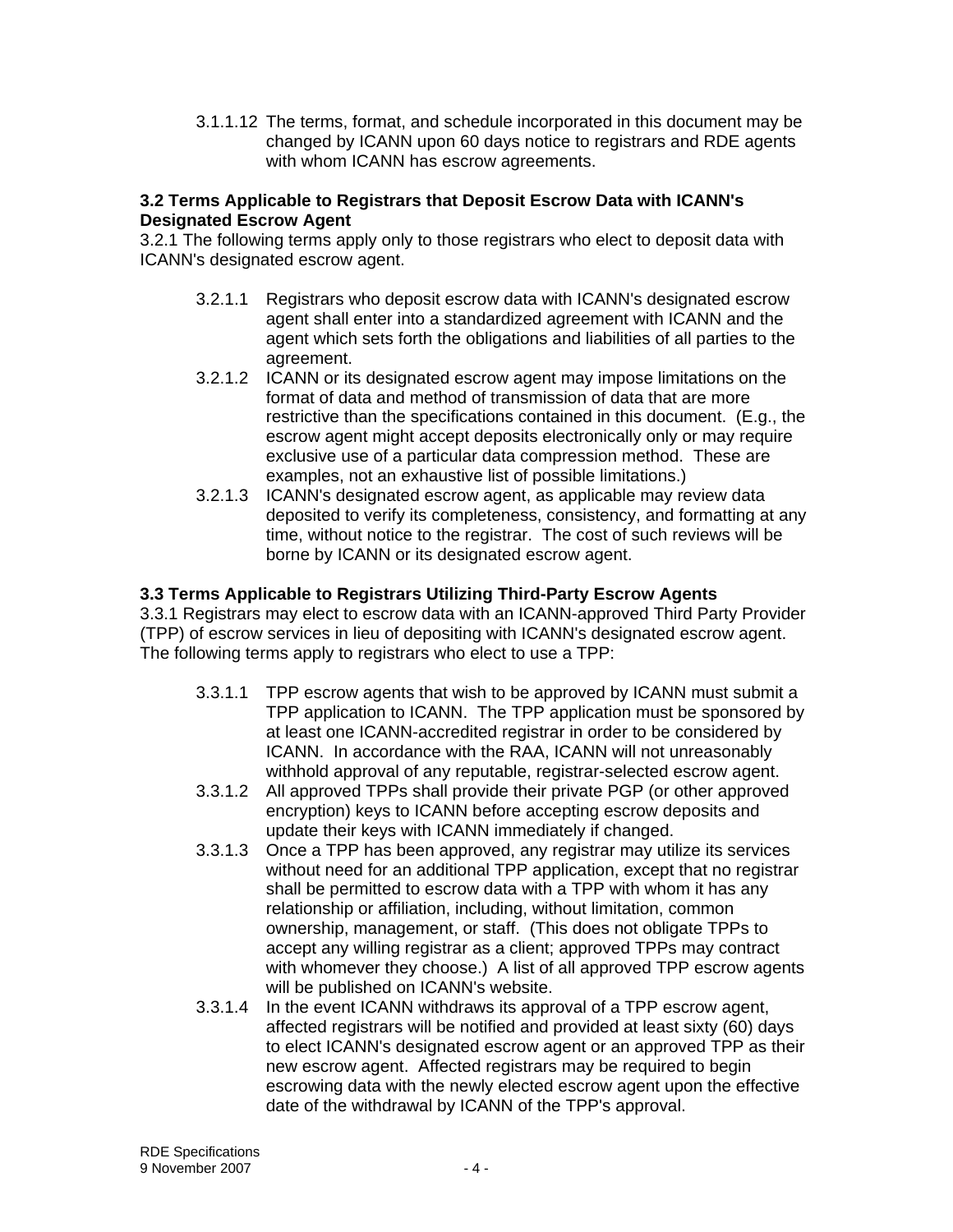3.1.1.12 The terms, format, and schedule incorporated in this document may be changed by ICANN upon 60 days notice to registrars and RDE agents with whom ICANN has escrow agreements.

**3.2 Terms Applicable to Registrars that Deposit Escrow Data with ICANN's Designated Escrow Agent**

3.2.1 The following terms apply only to those registrars who elect to deposit data with ICANN's designated escrow agent.

- 3.2.1.1 Registrars who deposit escrow data with ICANN's designated escrow agent shall enter into a standardized agreement with ICANN and the agent which sets forth the obligations and liabilities of all parties to the agreement.
- 3.2.1.2 ICANN or its designated escrow agent may impose limitations on the format of data and method of transmission of data that are more restrictive than the specifications contained in this document. (E.g., the escrow agent might accept deposits electronically only or may require exclusive use of a particular data compression method. These are examples, not an exhaustive list of possible limitations.)
- 3.2.1.3 ICANN's designated escrow agent, as applicable may review data deposited to verify its completeness, consistency, and formatting at any time, without notice to the registrar. The cost of such reviews will be borne by ICANN or its designated escrow agent.

**3.3 Terms Applicable to Registrars Utilizing Third-Party Escrow Agents**

3.3.1 Registrars may elect to escrow data with an ICANN-approved Third Party Provider (TPP) of escrow services in lieu of depositing with ICANN's designated escrow agent. The following terms apply to registrars who elect to use a TPP:

- 3.3.1.1 TPP escrow agents that wish to be approved by ICANN must submit a TPP application to ICANN. The TPP application must be sponsored by at least one ICANN-accredited registrar in order to be considered by ICANN. In accordance with the RAA, ICANN will not unreasonably withhold approval of any reputable, registrar-selected escrow agent.
- 3.3.1.2 All approved TPPs shall provide their private PGP (or other approved encryption) keys to ICANN before accepting escrow deposits and update their keys with ICANN immediately if changed.
- 3.3.1.3 Once a TPP has been approved, any registrar may utilize its services without need for an additional TPP application, except that no registrar shall be permitted to escrow data with a TPP with whom it has any relationship or affiliation, including, without limitation, common ownership, management, or staff. (This does not obligate TPPs to accept any willing registrar as a client; approved TPPs may contract with whomever they choose.) A list of all approved TPP escrow agents will be published on ICANN's website.
- 3.3.1.4 In the event ICANN withdraws its approval of a TPP escrow agent, affected registrars will be notified and provided at least sixty (60) days to elect ICANN's designated escrow agent or an approved TPP as their new escrow agent. Affected registrars may be required to begin escrowing data with the newly elected escrow agent upon the effective date of the withdrawal by ICANN of the TPP's approval.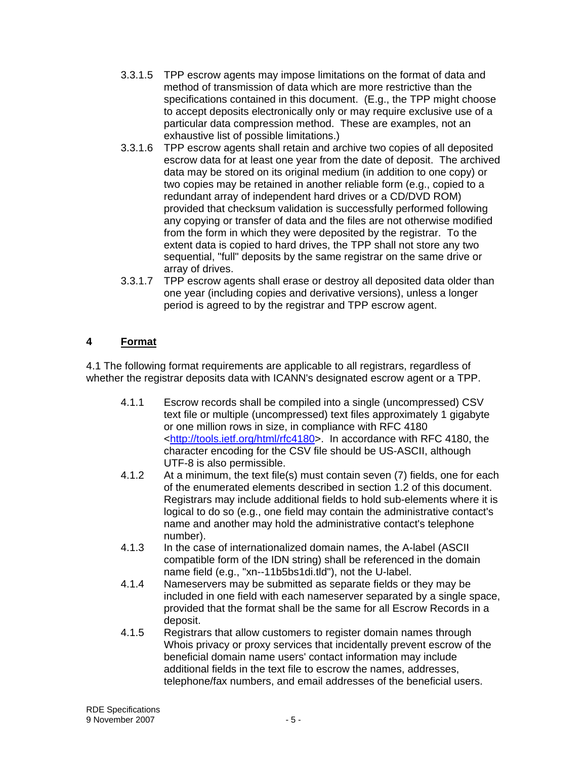3.3.1.5 TPP escrow agents may impose limitations on the format of data and method of transmission of data which are more restrictive than the specifications contained in this document. (E.g., the TPP might choose to accept deposits electronically only or may require exclusive use of a particular data compression method. These are examples, not an exhaustive list of possible limitations.)

3.3.1.6 TPP escrow agents shall retain and archive two copies of all deposited escrow data for at least one year from the date of deposit. The archived data may be stored on its original medium (in addition to one copy) or two copies may be retained in another reliable form (e.g., copied to a redundant array of independent hard drives or a CD/DVD ROM) provided that checksum validation is successfully performed following any copying or transfer of data and the files are not otherwise modified from the form in which they were deposited by the registrar. To the extent data is copied to hard drives, the TPP shall not store any two sequential, "full" deposits by the same registrar on the same drive or array of drives.

3.3.1.7 TPP escrow agents shall erase or destroy all deposited data older than one year (including copies and derivative versions), unless a longer period is agreed to by the registrar and TPP escrow agent.

## 4 Format

4.1 The following format requirements are applicable to all registrars, regardless of whether the registrar deposits data with ICANN's designated escrow agent or a TPP.

4.1.1 Escrow records shall be compiled into a single (uncompressed) CSV text file or multiple (uncompressed) text files approximately 1 gigabyte or one million rows in size, in compliance with RFC 4180 <http://tools.ietf.org/html/rfc4180>. In accordance with RFC 4180, the character encoding for the CSV file should be US-ASCII, although UTF-8 is also permissible.

4.1.2 At a minimum, the text file(s) must contain seven (7) fields, one for each of the enumerated elements described in section 1.2 of this document. Registrars may include additional fields to hold sub-elements where it is logical to do so (e.g., one field may contain the administrative contact's name and another may hold the administrative contact's telephone number).

4.1.3 In the case of internationalized domain names, the A-label (ASCII compatible form of the IDN string) shall be referenced in the domain name field (e.g., "xn--11b5bs1di.tld"), not the U-label.

4.1.4 Nameservers may be submitted as separate fields or they may be included in one field with each nameserver separated by a single space, provided that the format shall be the same for all Escrow Records in a deposit.

4.1.5 Registrars that allow customers to register domain names through Whois privacy or proxy services that incidentally prevent escrow of the beneficial domain name users' contact information may include additional fields in the text file to escrow the names, addresses, telephone/fax numbers, and email addresses of the beneficial users.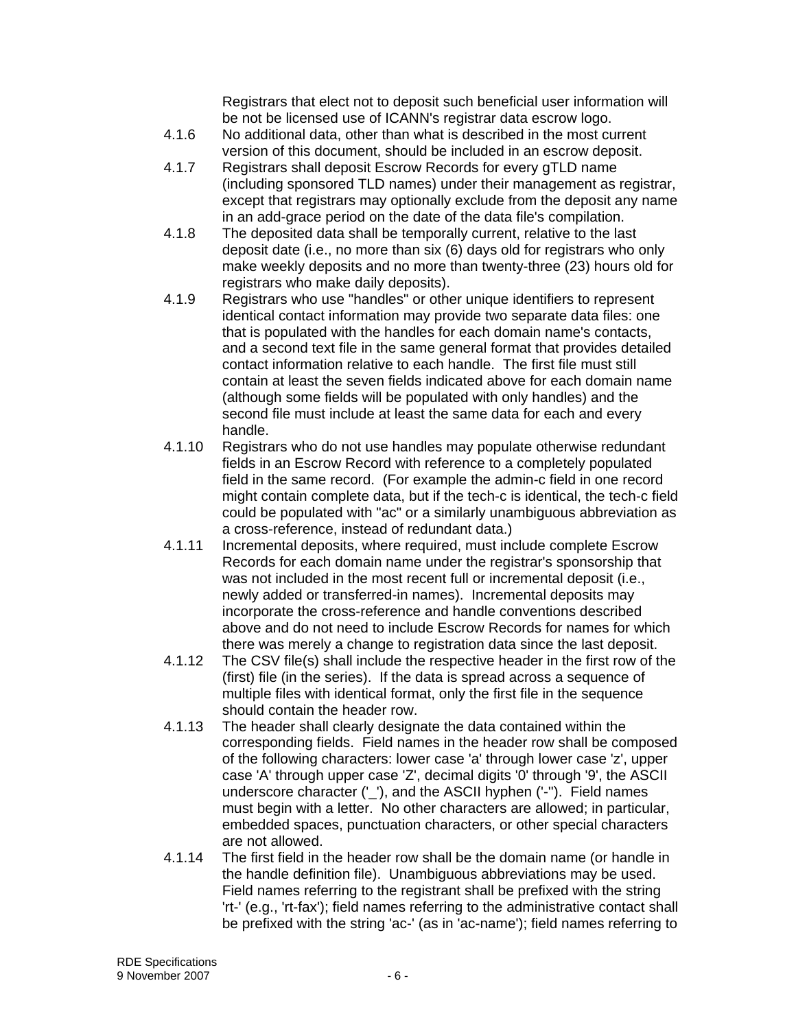Registrars that elect not to deposit such beneficial user information will be not be licensed use of ICANN's registrar data escrow logo.

4.1.6 No additional data, other than what is described in the most current version of this document, should be included in an escrow deposit.

4.1.7 Registrars shall deposit Escrow Records for every gTLD name (including sponsored TLD names) under their management as registrar, except that registrars may optionally exclude from the deposit any name in an add-grace period on the date of the data file's compilation.

4.1.8 The deposited data shall be temporally current, relative to the last deposit date (i.e., no more than six (6) days old for registrars who only make weekly deposits and no more than twenty-three (23) hours old for registrars who make daily deposits).

4.1.9 Registrars who use "handles" or other unique identifiers to represent identical contact information may provide two separate data files: one that is populated with the handles for each domain name's contacts, and a second text file in the same general format that provides detailed contact information relative to each handle. The first file must still contain at least the seven fields indicated above for each domain name (although some fields will be populated with only handles) and the second file must include at least the same data for each and every handle.

4.1.10 Registrars who do not use handles may populate otherwise redundant fields in an Escrow Record with reference to a completely populated field in the same record. (For example the admin-c field in one record might contain complete data, but if the tech-c is identical, the tech-c field could be populated with "ac" or a similarly unambiguous abbreviation as a cross-reference, instead of redundant data.)

4.1.11 Incremental deposits, where required, must include complete Escrow Records for each domain name under the registrar's sponsorship that was not included in the most recent full or incremental deposit (i.e., newly added or transferred-in names). Incremental deposits may incorporate the cross-reference and handle conventions described above and do not need to include Escrow Records for names for which there was merely a change to registration data since the last deposit.

4.1.12 The CSV file(s) shall include the respective header in the first row of the (first) file (in the series). If the data is spread across a sequence of multiple files with identical format, only the first file in the sequence should contain the header row.

4.1.13 The header shall clearly designate the data contained within the corresponding fields. Field names in the header row shall be composed of the following characters: lower case 'a' through lower case 'z', upper case 'A' through upper case 'Z', decimal digits '0' through '9', the ASCII underscore character ('_'), and the ASCII hyphen ('-'). Field names must begin with a letter. No other characters are allowed; in particular, embedded spaces, punctuation characters, or other special characters are not allowed.

4.1.14 The first field in the header row shall be the domain name (or handle in the handle definition file). Unambiguous abbreviations may be used. Field names referring to the registrant shall be prefixed with the string 'rt-' (e.g., 'rt-fax'); field names referring to the administrative contact shall be prefixed with the string 'ac-' (as in 'ac-name'); field names referring to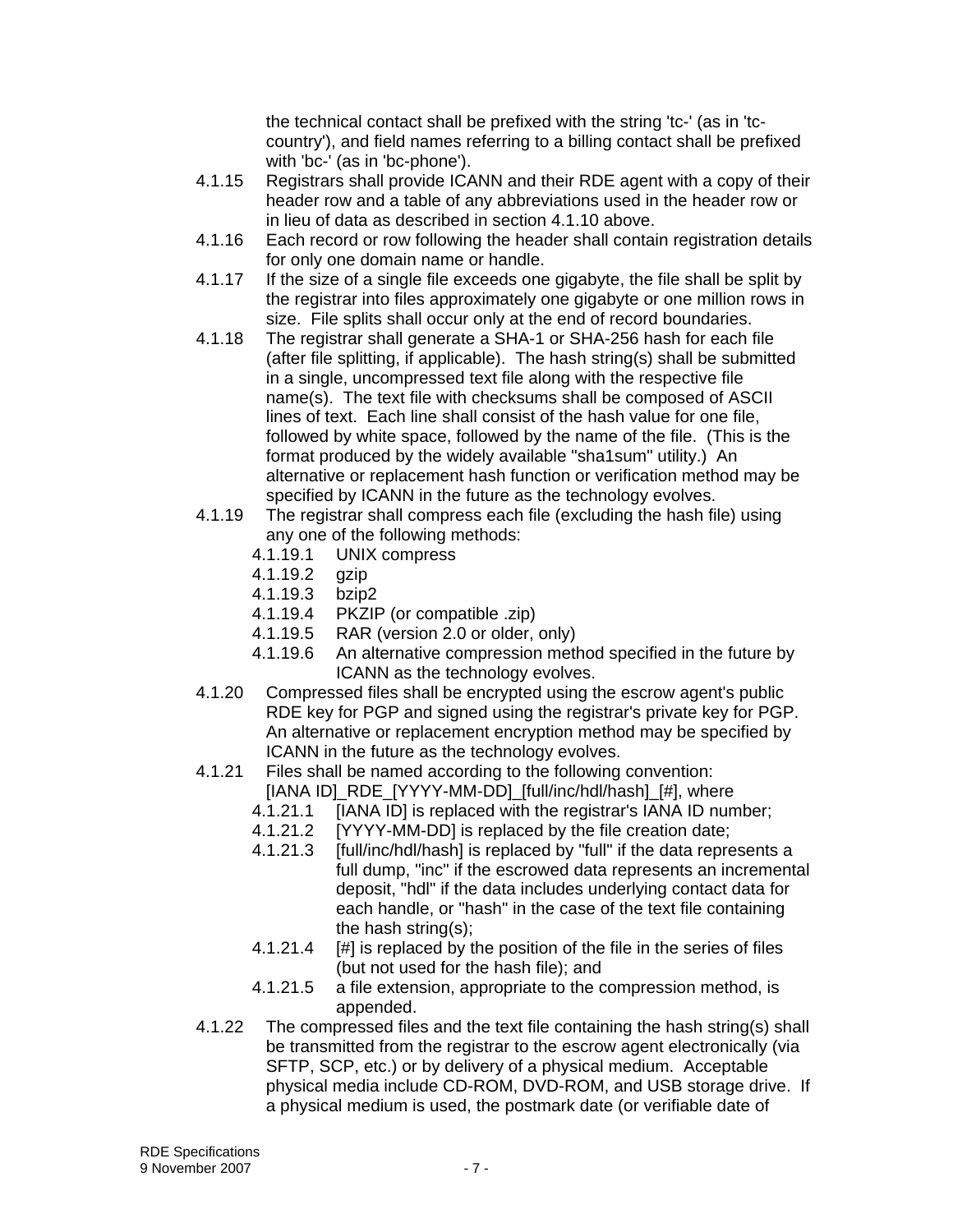the technical contact shall be prefixed with the string 'tc-' (as in 'tc-country'), and field names referring to a billing contact shall be prefixed with 'bc-' (as in 'bc-phone').

4.1.15 Registrars shall provide ICANN and their RDE agent with a copy of their header row and a table of any abbreviations used in the header row or in lieu of data as described in section 4.1.10 above.

4.1.16 Each record or row following the header shall contain registration details for only one domain name or handle.

4.1.17 If the size of a single file exceeds one gigabyte, the file shall be split by the registrar into files approximately one gigabyte or one million rows in size. File splits shall occur only at the end of record boundaries.

4.1.18 The registrar shall generate a SHA-1 or SHA-256 hash for each file (after file splitting, if applicable). The hash string(s) shall be submitted in a single, uncompressed text file along with the respective file name(s). The text file with checksums shall be composed of ASCII lines of text. Each line shall consist of the hash value for one file, followed by white space, followed by the name of the file. (This is the format produced by the widely available "sha1sum" utility.) An alternative or replacement hash function or verification method may be specified by ICANN in the future as the technology evolves.

4.1.19 The registrar shall compress each file (excluding the hash file) using any one of the following methods:

- 4.1.19.1 UNIX compress
- 4.1.19.2 gzip
- 4.1.19.3 bzip2
- 4.1.19.4 PKZIP (or compatible .zip)
- 4.1.19.5 RAR (version 2.0 or older, only)
- 4.1.19.6 An alternative compression method specified in the future by ICANN as the technology evolves.

4.1.20 Compressed files shall be encrypted using the escrow agent's public RDE key for PGP and signed using the registrar's private key for PGP. An alternative or replacement encryption method may be specified by ICANN in the future as the technology evolves.

4.1.21 Files shall be named according to the following convention: [IANA ID]_RDE_[YYYY-MM-DD]_[full/inc/hdl/hash]_[#], where

- 4.1.21.1 [IANA ID] is replaced with the registrar's IANA ID number;
- 4.1.21.2 [YYYY-MM-DD] is replaced by the file creation date;
- 4.1.21.3 [full/inc/hdl/hash] is replaced by "full" if the data represents a full dump, "inc" if the escrowed data represents an incremental deposit, "hdl" if the data includes underlying contact data for each handle, or "hash" in the case of the text file containing the hash string(s);
- 4.1.21.4 [#] is replaced by the position of the file in the series of files (but not used for the hash file); and
- 4.1.21.5 a file extension, appropriate to the compression method, is appended.

4.1.22 The compressed files and the text file containing the hash string(s) shall be transmitted from the registrar to the escrow agent electronically (via SFTP, SCP, etc.) or by delivery of a physical medium. Acceptable physical media include CD-ROM, DVD-ROM, and USB storage drive. If a physical medium is used, the postmark date (or verifiable date of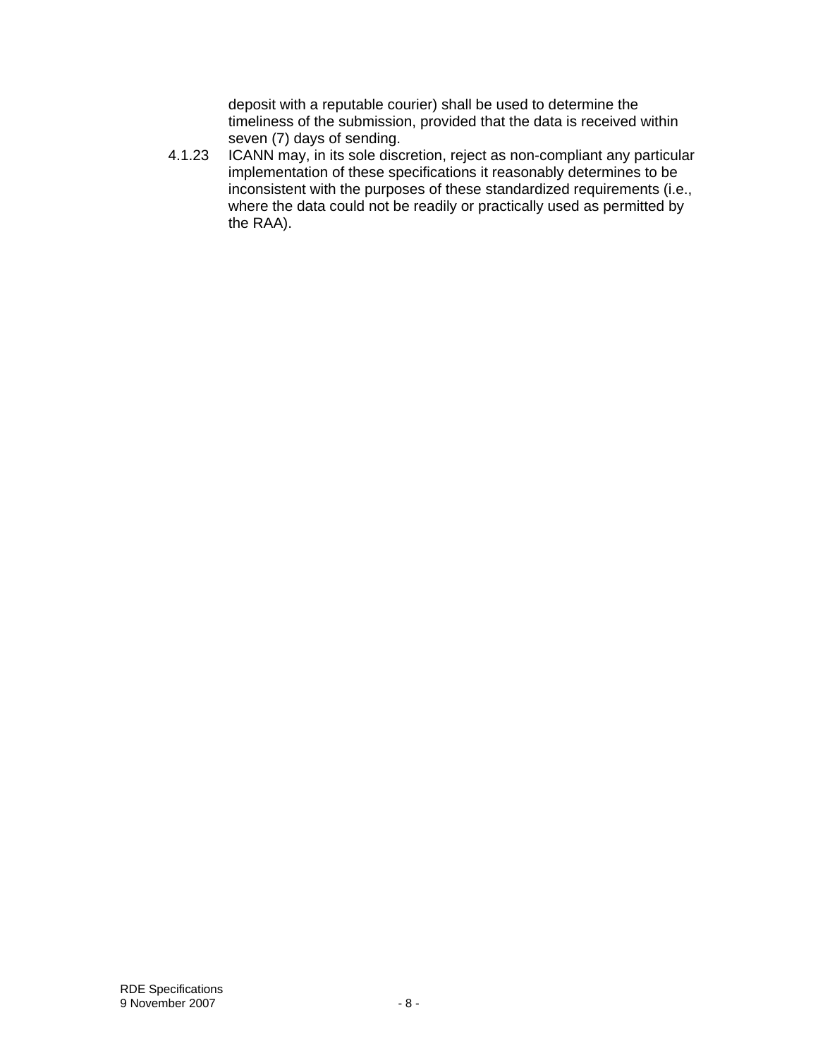deposit with a reputable courier) shall be used to determine the timeliness of the submission, provided that the data is received within seven (7) days of sending.

4.1.23 ICANN may, in its sole discretion, reject as non-compliant any particular implementation of these specifications it reasonably determines to be inconsistent with the purposes of these standardized requirements (i.e., where the data could not be readily or practically used as permitted by the RAA).